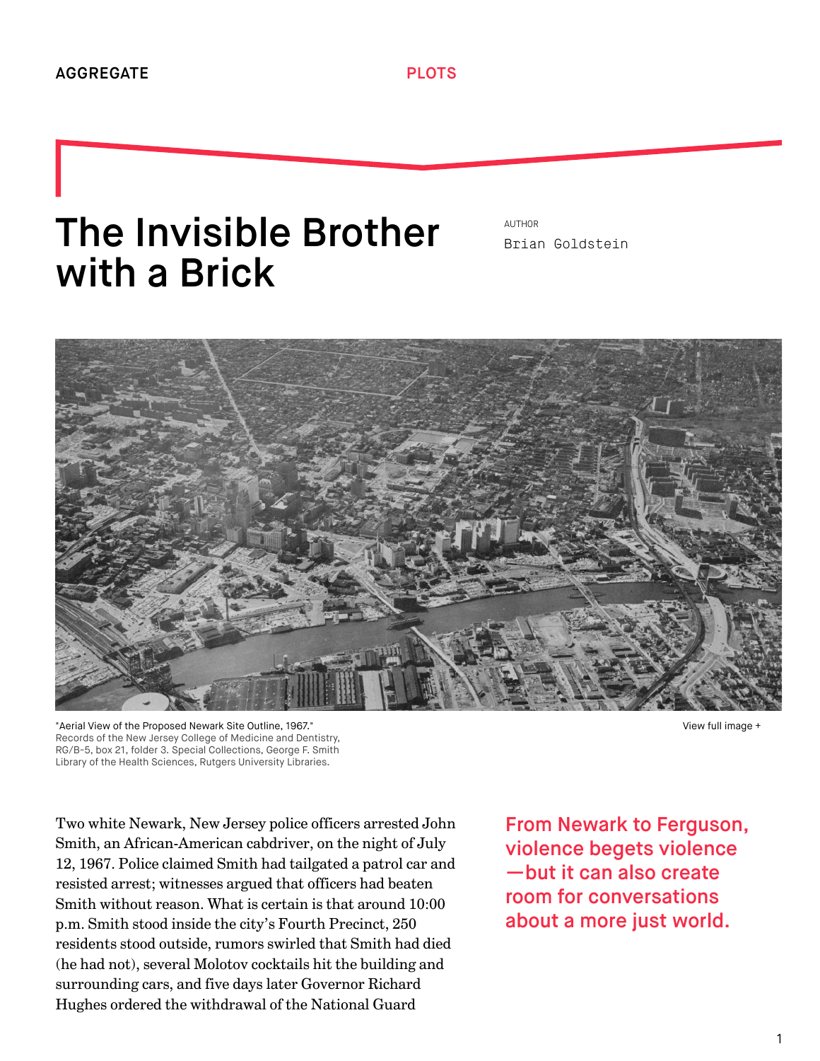AGGREGATE

PLOTS

# The Invisible Brother with a Brick

AUTHOR

Brian Goldstein

"Aerial View of the Proposed Newark Site Outline, 1967."
Records of the New Jersey College of Medicine and Dentistry, RG/B-5, box 21, folder 3. Special Collections, George F. Smith Library of the Health Sciences, Rutgers University Libraries.

View full image +

**From Newark to Ferguson, violence begets violence—but it can also create room for conversations about a more just world.**

Two white Newark, New Jersey police officers arrested John Smith, an African-American cabdriver, on the night of July 12, 1967. Police claimed Smith had tailgated a patrol car and resisted arrest; witnesses argued that officers had beaten Smith without reason. What is certain is that around 10:00 p.m. Smith stood inside the city's Fourth Precinct, 250 residents stood outside, rumors swirled that Smith had died (he had not), several Molotov cocktails hit the building and surrounding cars, and five days later Governor Richard Hughes ordered the withdrawal of the National Guard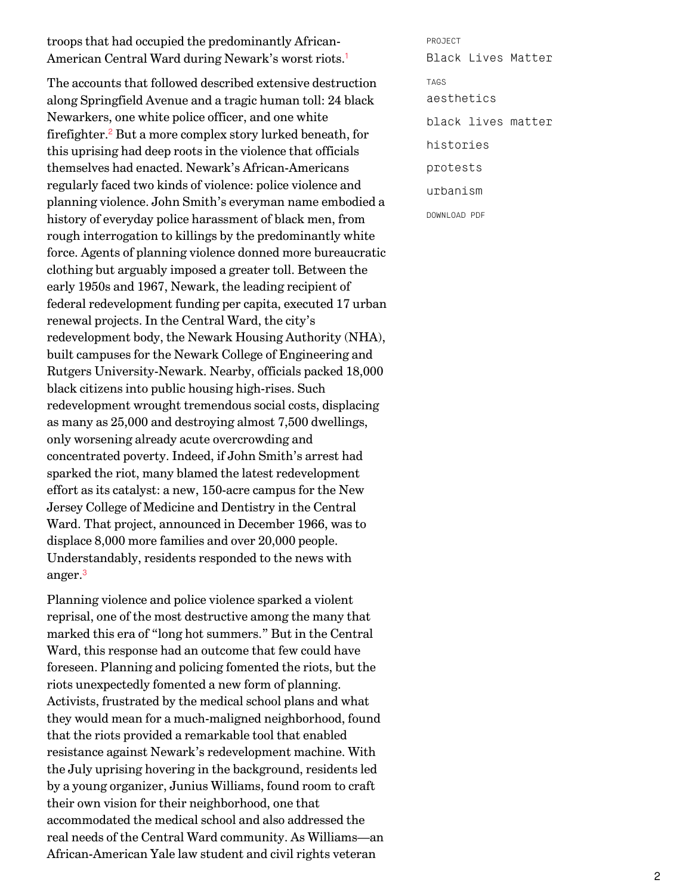troops that had occupied the predominantly African-American Central Ward during Newark's worst riots.[1]

The accounts that followed described extensive destruction along Springfield Avenue and a tragic human toll: 24 black Newarkers, one white police officer, and one white firefighter.[2] But a more complex story lurked beneath, for this uprising had deep roots in the violence that officials themselves had enacted. Newark's African-Americans regularly faced two kinds of violence: police violence and planning violence. John Smith's everyman name embodied a history of everyday police harassment of black men, from rough interrogation to killings by the predominantly white force. Agents of planning violence donned more bureaucratic clothing but arguably imposed a greater toll. Between the early 1950s and 1967, Newark, the leading recipient of federal redevelopment funding per capita, executed 17 urban renewal projects. In the Central Ward, the city's redevelopment body, the Newark Housing Authority (NHA), built campuses for the Newark College of Engineering and Rutgers University-Newark. Nearby, officials packed 18,000 black citizens into public housing high-rises. Such redevelopment wrought tremendous social costs, displacing as many as 25,000 and destroying almost 7,500 dwellings, only worsening already acute overcrowding and concentrated poverty. Indeed, if John Smith's arrest had sparked the riot, many blamed the latest redevelopment effort as its catalyst: a new, 150-acre campus for the New Jersey College of Medicine and Dentistry in the Central Ward. That project, announced in December 1966, was to displace 8,000 more families and over 20,000 people. Understandably, residents responded to the news with anger.[3]

Planning violence and police violence sparked a violent reprisal, one of the most destructive among the many that marked this era of "long hot summers." But in the Central Ward, this response had an outcome that few could have foreseen. Planning and policing fomented the riots, but the riots unexpectedly fomented a new form of planning. Activists, frustrated by the medical school plans and what they would mean for a much-maligned neighborhood, found that the riots provided a remarkable tool that enabled resistance against Newark's redevelopment machine. With the July uprising hovering in the background, residents led by a young organizer, Junius Williams, found room to craft their own vision for their neighborhood, one that accommodated the medical school and also addressed the real needs of the Central Ward community. As Williams—an African-American Yale law student and civil rights veteran

PROJECT

Black Lives Matter

TAGS

aesthetics

black lives matter

histories

protests

urbanism

DOWNLOAD PDF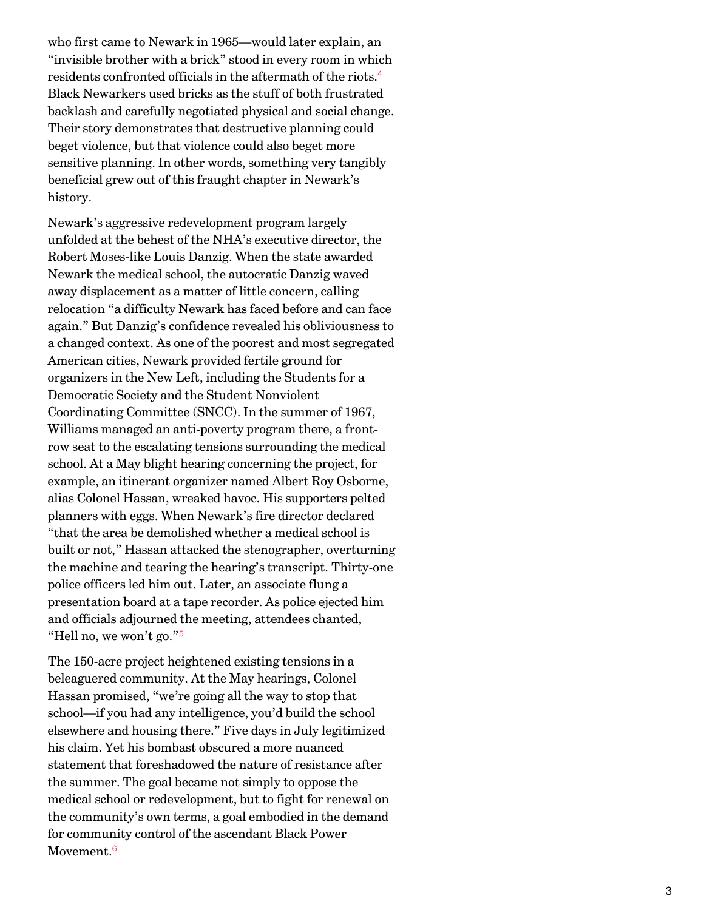who first came to Newark in 1965—would later explain, an "invisible brother with a brick" stood in every room in which residents confronted officials in the aftermath of the riots.[4] Black Newarkers used bricks as the stuff of both frustrated backlash and carefully negotiated physical and social change. Their story demonstrates that destructive planning could beget violence, but that violence could also beget more sensitive planning. In other words, something very tangibly beneficial grew out of this fraught chapter in Newark's history.

Newark's aggressive redevelopment program largely unfolded at the behest of the NHA's executive director, the Robert Moses-like Louis Danzig. When the state awarded Newark the medical school, the autocratic Danzig waved away displacement as a matter of little concern, calling relocation "a difficulty Newark has faced before and can face again." But Danzig's confidence revealed his obliviousness to a changed context. As one of the poorest and most segregated American cities, Newark provided fertile ground for organizers in the New Left, including the Students for a Democratic Society and the Student Nonviolent Coordinating Committee (SNCC). In the summer of 1967, Williams managed an anti-poverty program there, a front-row seat to the escalating tensions surrounding the medical school. At a May blight hearing concerning the project, for example, an itinerant organizer named Albert Roy Osborne, alias Colonel Hassan, wreaked havoc. His supporters pelted planners with eggs. When Newark's fire director declared "that the area be demolished whether a medical school is built or not," Hassan attacked the stenographer, overturning the machine and tearing the hearing's transcript. Thirty-one police officers led him out. Later, an associate flung a presentation board at a tape recorder. As police ejected him and officials adjourned the meeting, attendees chanted, "Hell no, we won't go."[5]

The 150-acre project heightened existing tensions in a beleaguered community. At the May hearings, Colonel Hassan promised, "we're going all the way to stop that school—if you had any intelligence, you'd build the school elsewhere and housing there." Five days in July legitimized his claim. Yet his bombast obscured a more nuanced statement that foreshadowed the nature of resistance after the summer. The goal became not simply to oppose the medical school or redevelopment, but to fight for renewal on the community's own terms, a goal embodied in the demand for community control of the ascendant Black Power Movement.[6]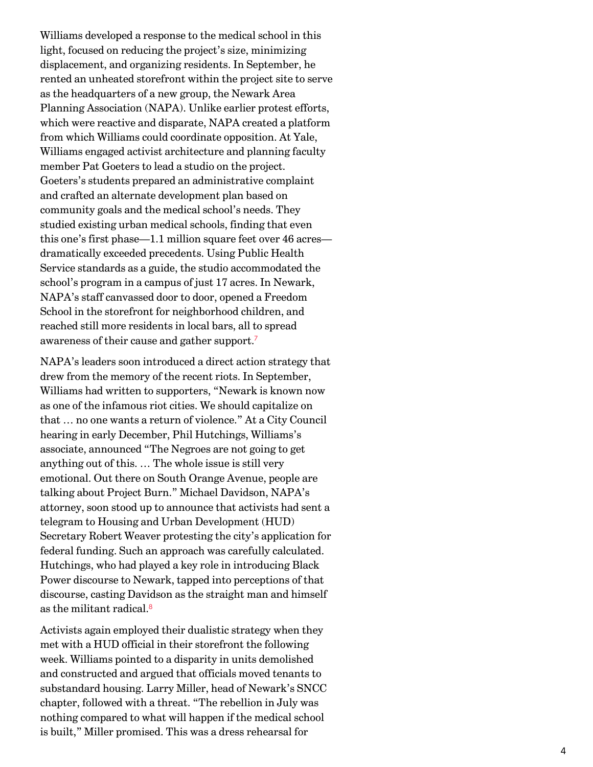Williams developed a response to the medical school in this light, focused on reducing the project's size, minimizing displacement, and organizing residents. In September, he rented an unheated storefront within the project site to serve as the headquarters of a new group, the Newark Area Planning Association (NAPA). Unlike earlier protest efforts, which were reactive and disparate, NAPA created a platform from which Williams could coordinate opposition. At Yale, Williams engaged activist architecture and planning faculty member Pat Goeters to lead a studio on the project. Goeters's students prepared an administrative complaint and crafted an alternate development plan based on community goals and the medical school's needs. They studied existing urban medical schools, finding that even this one's first phase—1.1 million square feet over 46 acres—dramatically exceeded precedents. Using Public Health Service standards as a guide, the studio accommodated the school's program in a campus of just 17 acres. In Newark, NAPA's staff canvassed door to door, opened a Freedom School in the storefront for neighborhood children, and reached still more residents in local bars, all to spread awareness of their cause and gather support.[7]

NAPA's leaders soon introduced a direct action strategy that drew from the memory of the recent riots. In September, Williams had written to supporters, "Newark is known now as one of the infamous riot cities. We should capitalize on that … no one wants a return of violence." At a City Council hearing in early December, Phil Hutchings, Williams's associate, announced "The Negroes are not going to get anything out of this. … The whole issue is still very emotional. Out there on South Orange Avenue, people are talking about Project Burn." Michael Davidson, NAPA's attorney, soon stood up to announce that activists had sent a telegram to Housing and Urban Development (HUD) Secretary Robert Weaver protesting the city's application for federal funding. Such an approach was carefully calculated. Hutchings, who had played a key role in introducing Black Power discourse to Newark, tapped into perceptions of that discourse, casting Davidson as the straight man and himself as the militant radical.[8]

Activists again employed their dualistic strategy when they met with a HUD official in their storefront the following week. Williams pointed to a disparity in units demolished and constructed and argued that officials moved tenants to substandard housing. Larry Miller, head of Newark's SNCC chapter, followed with a threat. "The rebellion in July was nothing compared to what will happen if the medical school is built," Miller promised. This was a dress rehearsal for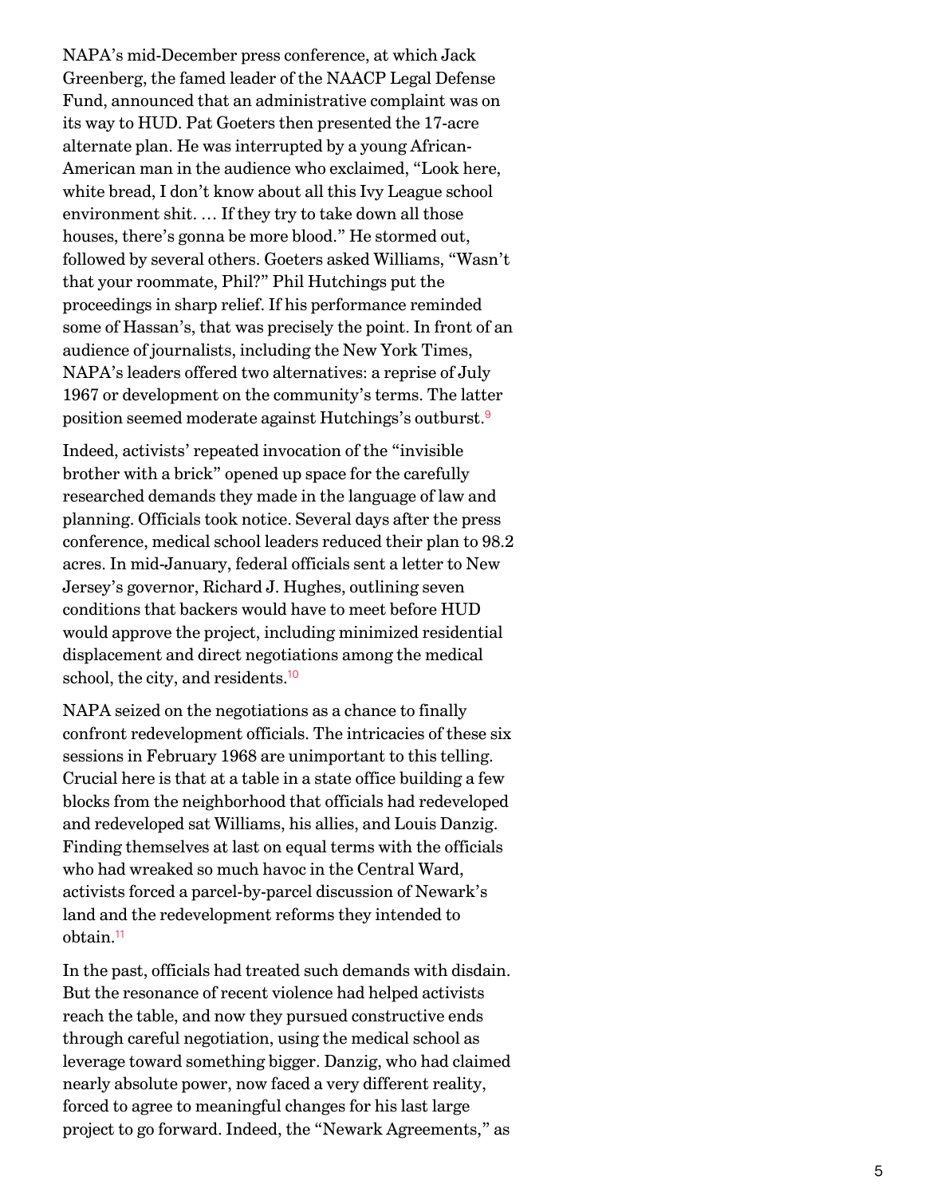NAPA's mid-December press conference, at which Jack Greenberg, the famed leader of the NAACP Legal Defense Fund, announced that an administrative complaint was on its way to HUD. Pat Goeters then presented the 17-acre alternate plan. He was interrupted by a young African-American man in the audience who exclaimed, "Look here, white bread, I don't know about all this Ivy League school environment shit. … If they try to take down all those houses, there's gonna be more blood." He stormed out, followed by several others. Goeters asked Williams, "Wasn't that your roommate, Phil?" Phil Hutchings put the proceedings in sharp relief. If his performance reminded some of Hassan's, that was precisely the point. In front of an audience of journalists, including the New York Times, NAPA's leaders offered two alternatives: a reprise of July 1967 or development on the community's terms. The latter position seemed moderate against Hutchings's outburst.[9]

Indeed, activists' repeated invocation of the "invisible brother with a brick" opened up space for the carefully researched demands they made in the language of law and planning. Officials took notice. Several days after the press conference, medical school leaders reduced their plan to 98.2 acres. In mid-January, federal officials sent a letter to New Jersey's governor, Richard J. Hughes, outlining seven conditions that backers would have to meet before HUD would approve the project, including minimized residential displacement and direct negotiations among the medical school, the city, and residents.[10]

NAPA seized on the negotiations as a chance to finally confront redevelopment officials. The intricacies of these six sessions in February 1968 are unimportant to this telling. Crucial here is that at a table in a state office building a few blocks from the neighborhood that officials had redeveloped and redeveloped sat Williams, his allies, and Louis Danzig. Finding themselves at last on equal terms with the officials who had wreaked so much havoc in the Central Ward, activists forced a parcel-by-parcel discussion of Newark's land and the redevelopment reforms they intended to obtain.[11]

In the past, officials had treated such demands with disdain. But the resonance of recent violence had helped activists reach the table, and now they pursued constructive ends through careful negotiation, using the medical school as leverage toward something bigger. Danzig, who had claimed nearly absolute power, now faced a very different reality, forced to agree to meaningful changes for his last large project to go forward. Indeed, the "Newark Agreements," as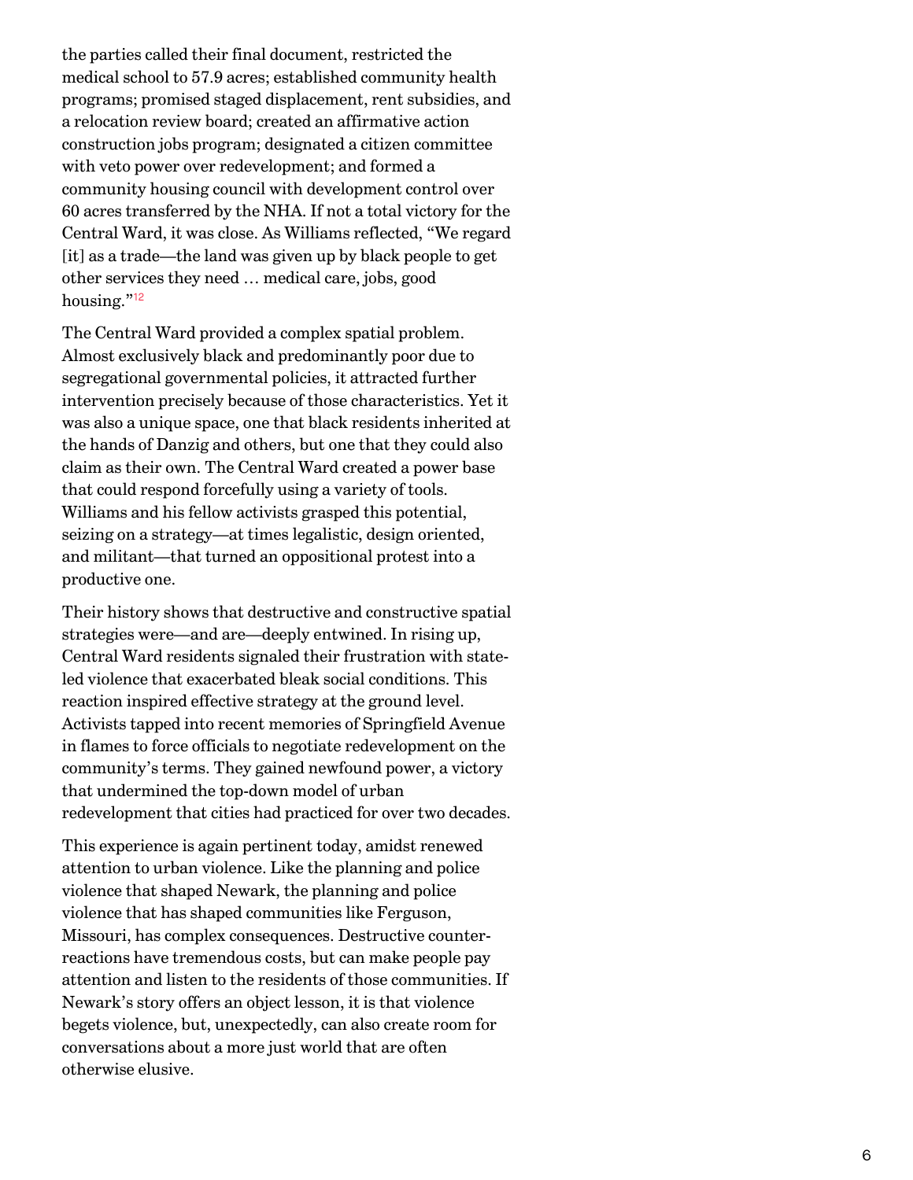the parties called their final document, restricted the medical school to 57.9 acres; established community health programs; promised staged displacement, rent subsidies, and a relocation review board; created an affirmative action construction jobs program; designated a citizen committee with veto power over redevelopment; and formed a community housing council with development control over 60 acres transferred by the NHA. If not a total victory for the Central Ward, it was close. As Williams reflected, "We regard [it] as a trade—the land was given up by black people to get other services they need … medical care, jobs, good housing."[12]

The Central Ward provided a complex spatial problem. Almost exclusively black and predominantly poor due to segregational governmental policies, it attracted further intervention precisely because of those characteristics. Yet it was also a unique space, one that black residents inherited at the hands of Danzig and others, but one that they could also claim as their own. The Central Ward created a power base that could respond forcefully using a variety of tools. Williams and his fellow activists grasped this potential, seizing on a strategy—at times legalistic, design oriented, and militant—that turned an oppositional protest into a productive one.

Their history shows that destructive and constructive spatial strategies were—and are—deeply entwined. In rising up, Central Ward residents signaled their frustration with state-led violence that exacerbated bleak social conditions. This reaction inspired effective strategy at the ground level. Activists tapped into recent memories of Springfield Avenue in flames to force officials to negotiate redevelopment on the community's terms. They gained newfound power, a victory that undermined the top-down model of urban redevelopment that cities had practiced for over two decades.

This experience is again pertinent today, amidst renewed attention to urban violence. Like the planning and police violence that shaped Newark, the planning and police violence that has shaped communities like Ferguson, Missouri, has complex consequences. Destructive counter-reactions have tremendous costs, but can make people pay attention and listen to the residents of those communities. If Newark's story offers an object lesson, it is that violence begets violence, but, unexpectedly, can also create room for conversations about a more just world that are often otherwise elusive.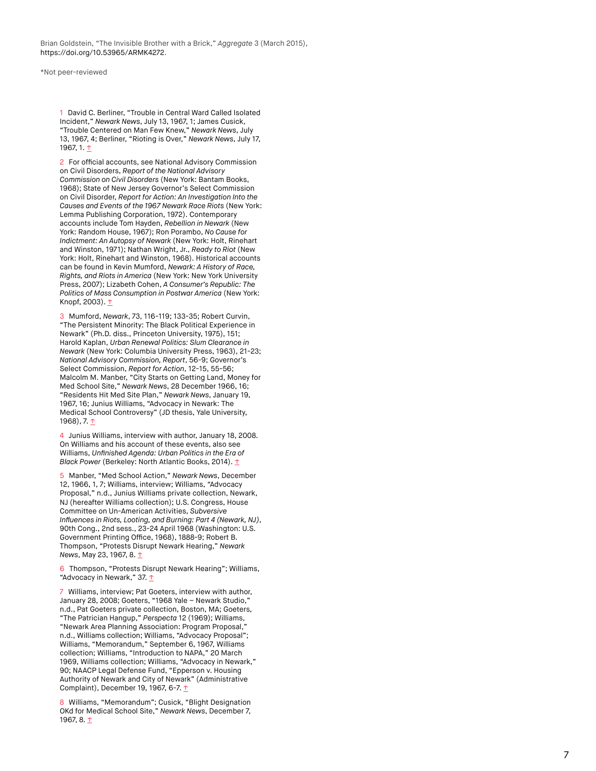Brian Goldstein, “The Invisible Brother with a Brick,” *Aggregate* 3 (March 2015), https://doi.org/10.53965/ARMK4272.

*Not peer-reviewed

1 David C. Berliner, “Trouble in Central Ward Called Isolated Incident,” *Newark News*, July 13, 1967, 1; James Cusick, “Trouble Centered on Man Few Knew,” *Newark News*, July 13, 1967, 4; Berliner, “Rioting is Over,” *Newark News*, July 17, 1967, 1. ↑

2 For official accounts, see National Advisory Commission on Civil Disorders, *Report of the National Advisory Commission on Civil Disorders* (New York: Bantam Books, 1968); State of New Jersey Governor's Select Commission on Civil Disorder, *Report for Action: An Investigation Into the Causes and Events of the 1967 Newark Race Riots* (New York: Lemma Publishing Corporation, 1972). Contemporary accounts include Tom Hayden, *Rebellion in Newark* (New York: Random House, 1967); Ron Porambo, *No Cause for Indictment: An Autopsy of Newark* (New York: Holt, Rinehart and Winston, 1971); Nathan Wright, Jr., *Ready to Riot* (New York: Holt, Rinehart and Winston, 1968). Historical accounts can be found in Kevin Mumford, *Newark: A History of Race, Rights, and Riots in America* (New York: New York University Press, 2007); Lizabeth Cohen, *A Consumer's Republic: The Politics of Mass Consumption in Postwar America* (New York: Knopf, 2003). ↑

3 Mumford, *Newark*, 73, 116-119; 133-35; Robert Curvin, “The Persistent Minority: The Black Political Experience in Newark” (Ph.D. diss., Princeton University, 1975), 151; Harold Kaplan, *Urban Renewal Politics: Slum Clearance in Newark* (New York: Columbia University Press, 1963), 21-23; *National Advisory Commission, Report*, 56-9; Governor's Select Commission, *Report for Action*, 12-15, 55-56; Malcolm M. Manber, “City Starts on Getting Land, Money for Med School Site,” *Newark News*, 28 December 1966, 16; “Residents Hit Med Site Plan,” *Newark News*, January 19, 1967, 16; Junius Williams, “Advocacy in Newark: The Medical School Controversy” (JD thesis, Yale University, 1968), 7. ↑

4 Junius Williams, interview with author, January 18, 2008. On Williams and his account of these events, also see Williams, *Unfinished Agenda: Urban Politics in the Era of Black Power* (Berkeley: North Atlantic Books, 2014). ↑

5 Manber, “Med School Action,” *Newark News*, December 12, 1966, 1, 7; Williams, interview; Williams, “Advocacy Proposal,” n.d., Junius Williams private collection, Newark, NJ (hereafter Williams collection); U.S. Congress, House Committee on Un-American Activities, *Subversive Influences in Riots, Looting, and Burning: Part 4 (Newark, NJ)*, 90th Cong., 2nd sess., 23-24 April 1968 (Washington: U.S. Government Printing Office, 1968), 1888-9; Robert B. Thompson, “Protests Disrupt Newark Hearing,” *Newark News*, May 23, 1967, 8. ↑

6 Thompson, “Protests Disrupt Newark Hearing”; Williams, “Advocacy in Newark,” 37. ↑

7 Williams, interview; Pat Goeters, interview with author, January 28, 2008; Goeters, “1968 Yale – Newark Studio,” n.d., Pat Goeters private collection, Boston, MA; Goeters, “The Patrician Hangup,” *Perspecta* 12 (1969); Williams, “Newark Area Planning Association: Program Proposal,” n.d., Williams collection; Williams, “Advocacy Proposal”; Williams, “Memorandum,” September 6, 1967, Williams collection; Williams, “Introduction to NAPA,” 20 March 1969, Williams collection; Williams, “Advocacy in Newark,” 90; NAACP Legal Defense Fund, “Epperson v. Housing Authority of Newark and City of Newark” (Administrative Complaint), December 19, 1967, 6-7. ↑

8 Williams, “Memorandum”; Cusick, “Blight Designation OKd for Medical School Site,” *Newark News*, December 7, 1967, 8. ↑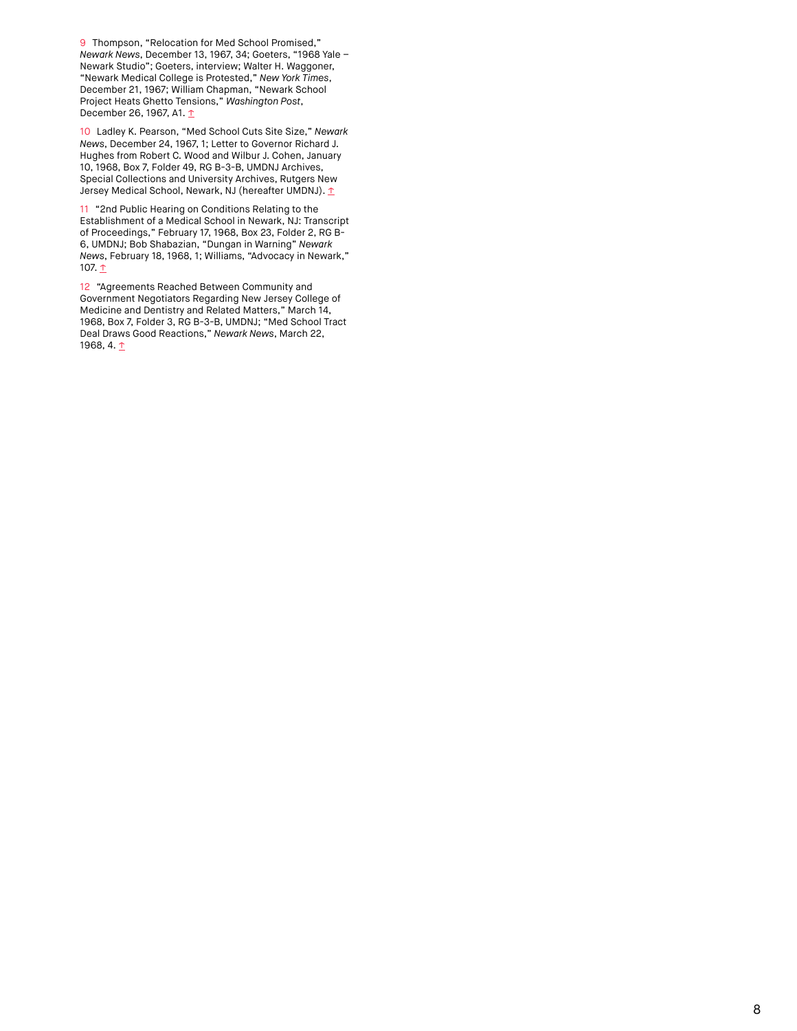9 Thompson, "Relocation for Med School Promised," *Newark News*, December 13, 1967, 34; Goeters, "1968 Yale – Newark Studio"; Goeters, interview; Walter H. Waggoner, "Newark Medical College is Protested," *New York Times*, December 21, 1967; William Chapman, "Newark School Project Heats Ghetto Tensions," *Washington Post*, December 26, 1967, A1. ↑

10 Ladley K. Pearson, "Med School Cuts Site Size," *Newark News*, December 24, 1967, 1; Letter to Governor Richard J. Hughes from Robert C. Wood and Wilbur J. Cohen, January 10, 1968, Box 7, Folder 49, RG B-3-B, UMDNJ Archives, Special Collections and University Archives, Rutgers New Jersey Medical School, Newark, NJ (hereafter UMDNJ). ↑

11 "2nd Public Hearing on Conditions Relating to the Establishment of a Medical School in Newark, NJ: Transcript of Proceedings," February 17, 1968, Box 23, Folder 2, RG B-6, UMDNJ; Bob Shabazian, "Dungan in Warning" *Newark News*, February 18, 1968, 1; Williams, "Advocacy in Newark," 107. ↑

12 "Agreements Reached Between Community and Government Negotiators Regarding New Jersey College of Medicine and Dentistry and Related Matters," March 14, 1968, Box 7, Folder 3, RG B-3-B, UMDNJ; "Med School Tract Deal Draws Good Reactions," *Newark News*, March 22, 1968, 4. ↑